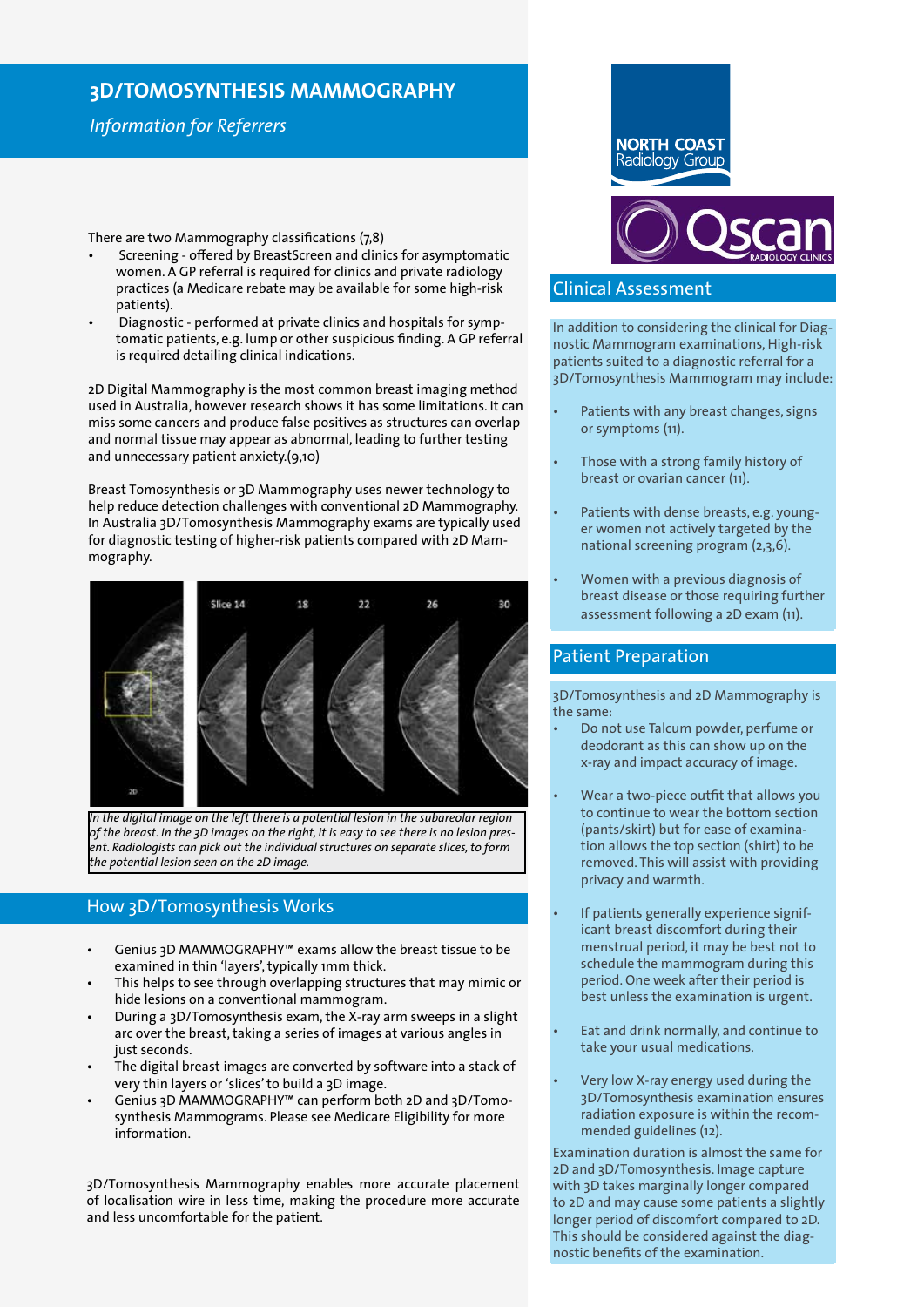# 3D/TOMOSYNTHESIS MAMMOGRAPHY

*Information for Referrers*

There are two Mammography classifications (7,8)

- Screening - offered by BreastScreen and clinics for asymptomatic women. A GP referral is required for clinics and private radiology practices (a Medicare rebate may be available for some high-risk patients).
- Diagnostic - performed at private clinics and hospitals for symptomatic patients, e.g. lump or other suspicious finding. A GP referral is required detailing clinical indications.

2D Digital Mammography is the most common breast imaging method used in Australia, however research shows it has some limitations. It can miss some cancers and produce false positives as structures can overlap and normal tissue may appear as abnormal, leading to further testing and unnecessary patient anxiety.(9,10)

Breast Tomosynthesis or 3D Mammography uses newer technology to help reduce detection challenges with conventional 2D Mammography. In Australia 3D/Tomosynthesis Mammography exams are typically used for diagnostic testing of higher-risk patients compared with 2D Mammography.

*In the digital image on the left there is a potential lesion in the subareolar region of the breast. In the 3D images on the right, it is easy to see there is no lesion present. Radiologists can pick out the individual structures on separate slices, to form the potential lesion seen on the 2D image.*

## How 3D/Tomosynthesis Works

- Genius 3D MAMMOGRAPHY™ exams allow the breast tissue to be examined in thin 'layers', typically 1mm thick.
- This helps to see through overlapping structures that may mimic or hide lesions on a conventional mammogram.
- During a 3D/Tomosynthesis exam, the X-ray arm sweeps in a slight arc over the breast, taking a series of images at various angles in just seconds.
- The digital breast images are converted by software into a stack of very thin layers or 'slices' to build a 3D image.
- Genius 3D MAMMOGRAPHY™ can perform both 2D and 3D/Tomosynthesis Mammograms. Please see Medicare Eligibility for more information.

3D/Tomosynthesis Mammography enables more accurate placement of localisation wire in less time, making the procedure more accurate and less uncomfortable for the patient.

NORTH COAST Radiology Group

Qscan RADIOLOGY CLINICS

## Clinical Assessment

In addition to considering the clinical for Diagnostic Mammogram examinations, High-risk patients suited to a diagnostic referral for a 3D/Tomosynthesis Mammogram may include:

- Patients with any breast changes, signs or symptoms (11).
- Those with a strong family history of breast or ovarian cancer (11).
- Patients with dense breasts, e.g. younger women not actively targeted by the national screening program (2,3,6).
- Women with a previous diagnosis of breast disease or those requiring further assessment following a 2D exam (11).

## Patient Preparation

3D/Tomosynthesis and 2D Mammography is the same:

- Do not use Talcum powder, perfume or deodorant as this can show up on the x-ray and impact accuracy of image.
- Wear a two-piece outfit that allows you to continue to wear the bottom section (pants/skirt) but for ease of examination allows the top section (shirt) to be removed. This will assist with providing privacy and warmth.
- If patients generally experience significant breast discomfort during their menstrual period, it may be best not to schedule the mammogram during this period. One week after their period is best unless the examination is urgent.
- Eat and drink normally, and continue to take your usual medications.
- Very low X-ray energy used during the 3D/Tomosynthesis examination ensures radiation exposure is within the recommended guidelines (12).

Examination duration is almost the same for 2D and 3D/Tomosynthesis. Image capture with 3D takes marginally longer compared to 2D and may cause some patients a slightly longer period of discomfort compared to 2D. This should be considered against the diagnostic benefits of the examination.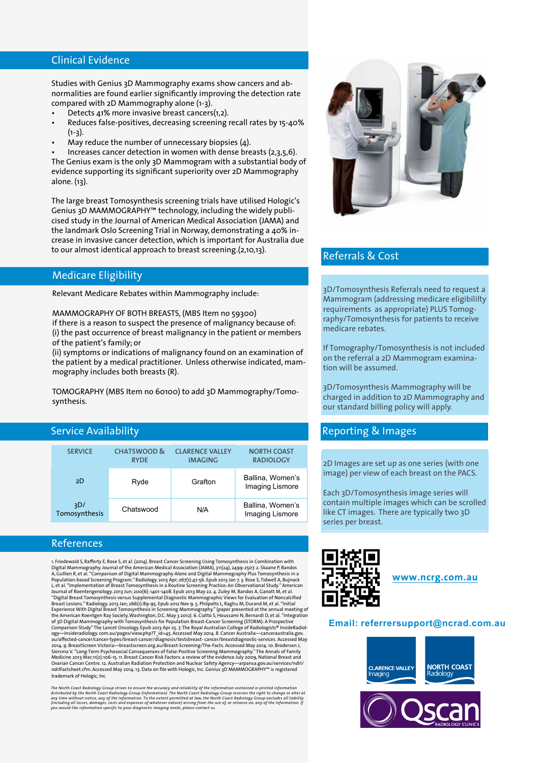## Clinical Evidence

Studies with Genius 3D Mammography exams show cancers and abnormalities are found earlier significantly improving the detection rate compared with 2D Mammography alone (1-3).

- Detects 41% more invasive breast cancers(1,2).
- Reduces false-positives, decreasing screening recall rates by 15-40% (1-3).
- May reduce the number of unnecessary biopsies (4).
- Increases cancer detection in women with dense breasts (2,3,5,6).

The Genius exam is the only 3D Mammogram with a substantial body of evidence supporting its significant superiority over 2D Mammography alone. (13).

The large breast Tomosynthesis screening trials have utilised Hologic's Genius 3D MAMMOGRAPHY™ technology, including the widely publicised study in the Journal of American Medical Association (JAMA) and the landmark Oslo Screening Trial in Norway, demonstrating a 40% increase in invasive cancer detection, which is important for Australia due to our almost identical approach to breast screening.(2,10,13).

## Medicare Eligibility

Relevant Medicare Rebates within Mammography include:

MAMMOGRAPHY OF BOTH BREASTS, (MBS Item no 59300)
if there is a reason to suspect the presence of malignancy because of:
(i) the past occurrence of breast malignancy in the patient or members of the patient's family; or
(ii) symptoms or indications of malignancy found on an examination of the patient by a medical practitioner. Unless otherwise indicated, mammography includes both breasts (R).

TOMOGRAPHY (MBS Item no 60100) to add 3D Mammography/Tomosynthesis.

## Service Availability

| SERVICE | CHATSWOOD & RYDE | CLARENCE VALLEY IMAGING | NORTH COAST RADIOLOGY |
|---|---|---|---|
| 2D | Ryde | Grafton | Ballina, Women's Imaging Lismore |
| 3D/ Tomosynthesis | Chatswood | N/A | Ballina, Women's Imaging Lismore |

## References

1. Friedewald S, Rafferty E, Rose S, et al. (2014). Breast Cancer Screening Using Tomosynthesis in Combination with Digital Mammography. Journal of the American Medical Association (JAMA), 311(24), 2499-2507. 2. Skaane P, Bandos A, Gullien R, et al. "Comparison of Digital Mammography Alone and Digital Mammography Plus Tomosynthesis in a Population-based Screening Program." Radiology. 2013 Apr; 267(1):47-56. Epub 2013 Jan 7. 3. Rose S, Tidwell A, Bujnock L, et al. "Implementation of Breast Tomosynthesis in a Routine Screening Practice: An Observational Study." American Journal of Roentgenology. 2013 Jun; 200(6): 1401-1408. Epub 2013 May 22. 4. Zuley M, Bandos A, Ganott M, et al. "Digital Breast Tomosynthesis versus Supplemental Diagnostic Mammographic Views for Evaluation of Noncalcified Breast Lesions." Radiology. 2013 Jan; 266(1):89-95. Epub 2012 Nov 9. 5. Philpotts L, Raghu M, Durand M, et al. "Initial Experience With Digital Breast Tomosynthesis in Screening Mammography." (paper presented at the annual meeting of the American Roentgen Ray Society, Washington, D.C. May 3 2012). 6. Ciatto S, Houssami N, Bernardi D, et al. "Integration of 3D Digital Mammography with Tomosynthesis for Population Breast-Cancer Screening (STORM): A Prospective Comparison Study" The Lancet Oncology. Epub 2013 Apr 25. 7. The Royal Australian College of Radiologists® InsideRadiology—insideradiology.com.au/pages/view.php?T_id=45. Accessed May 2014. 8. Cancer Australia—canceraustralia.gov.au/affected-cancer/cancer-types/breast-cancer/diagnosis/testsbreast- cancer/breastdiagnostic-services. Accessed May 2014. 9. BreastScreen Victoria—breastscreen.org.au/Breast-Screening/The-Facts. Accessed May 2014. 10. Brodersen J, Siersma V. "Long-Term Psychosocial Consequences of False-Positive Screening Mammography." The Annals of Family Medicine 2013 Mar;11(2):106-15. 11. Breast Cancer Risk Factors: a review of the evidence July 2009, National Breast and Ovarian Cancer Centre. 12. Australian Radiation Protection and Nuclear Safety Agency—arpansa.gov.au/services/ndrl/ndrlFactsheet.cfm. Accessed May 2014. 13. Data on file with Hologic, Inc. Genius 3D MAMMOGRAPHY™ is registered trademark of Hologic, Inc

*The North Coast Radiology Group strives to ensure the accuracy and reliability of the information contained in printed information distributed by the North Coast Radiology Group (Information). The North Coast Radiology Group reserves the right to change or alter at any time without notice, any of the Information. To the extent permitted at law, the North Coast Radiology Group excludes all liability (including all losses, damages, costs and expenses of whatever nature) arising from the use of, or reliance on, any of the Information. If you would like information specific to your diagnostic imaging needs, please contact us.*

## Referrals & Cost

3D/Tomosynthesis Referrals need to request a Mammogram (addressing medicare eligibililty requirements as appropriate) PLUS Tomography/Tomosynthesis for patients to receive medicare rebates.

If Tomography/Tomosynthesis is not included on the referral a 2D Mammogram examination will be assumed.

3D/Tomosynthesis Mammography will be charged in addition to 2D Mammography and our standard billing policy will apply.

## Reporting & Images

2D Images are set up as one series (with one image) per view of each breast on the PACS.

Each 3D/Tomosynthesis image series will contain multiple images which can be scrolled like CT images. There are typically two 3D series per breast.

**www.ncrg.com.au**

**Email: referrersupport@ncrad.com.au**

CLARENCE VALLEY Imaging

NORTH COAST Radiology

Qscan RADIOLOGY CLINICS